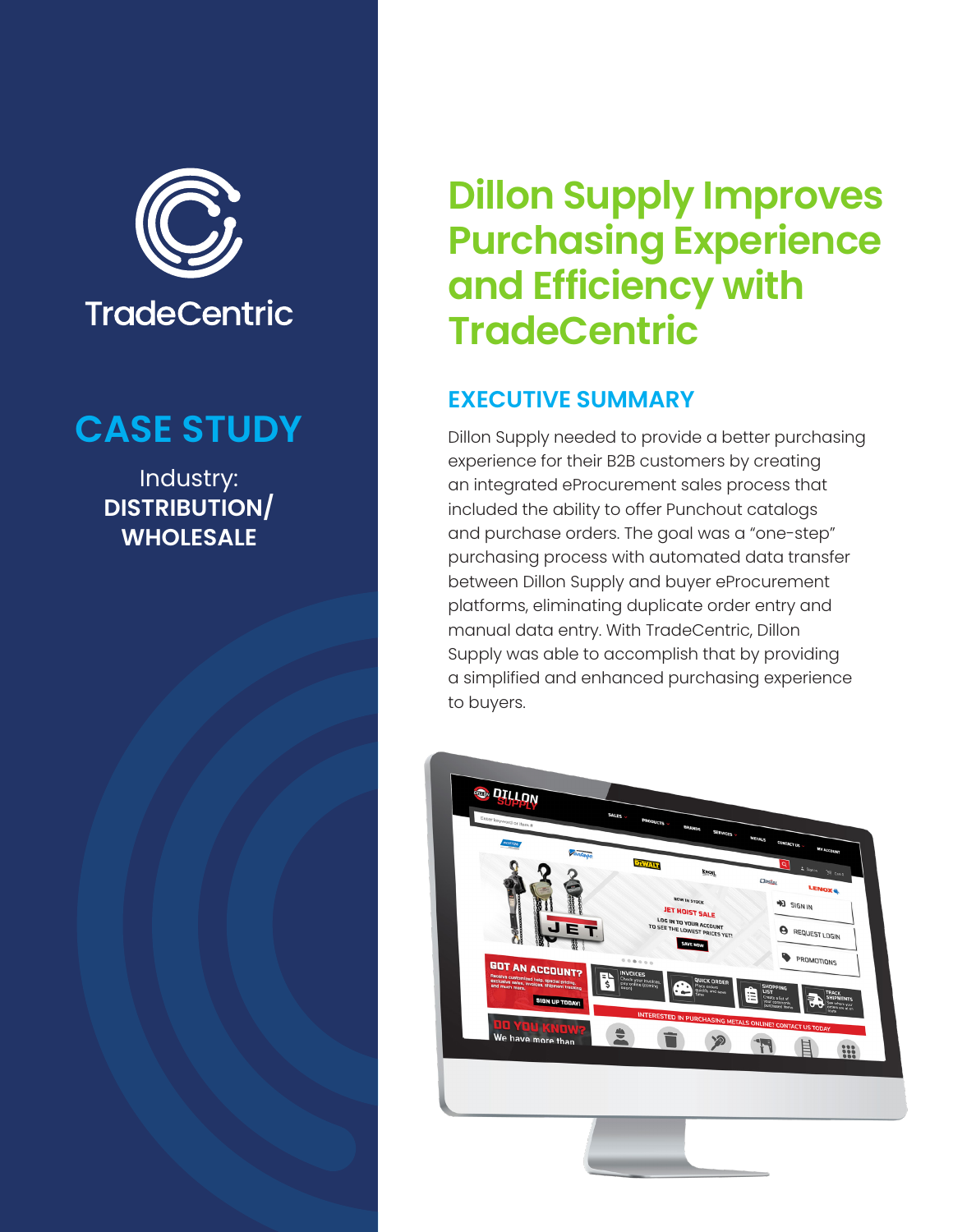TradeCentric

## CASE STUDY

Industry:
**DISTRIBUTION/ WHOLESALE**

# Dillon Supply Improves Purchasing Experience and Efficiency with TradeCentric

## EXECUTIVE SUMMARY

Dillon Supply needed to provide a better purchasing experience for their B2B customers by creating an integrated eProcurement sales process that included the ability to offer Punchout catalogs and purchase orders. The goal was a "one-step" purchasing process with automated data transfer between Dillon Supply and buyer eProcurement platforms, eliminating duplicate order entry and manual data entry. With TradeCentric, Dillon Supply was able to accomplish that by providing a simplified and enhanced purchasing experience to buyers.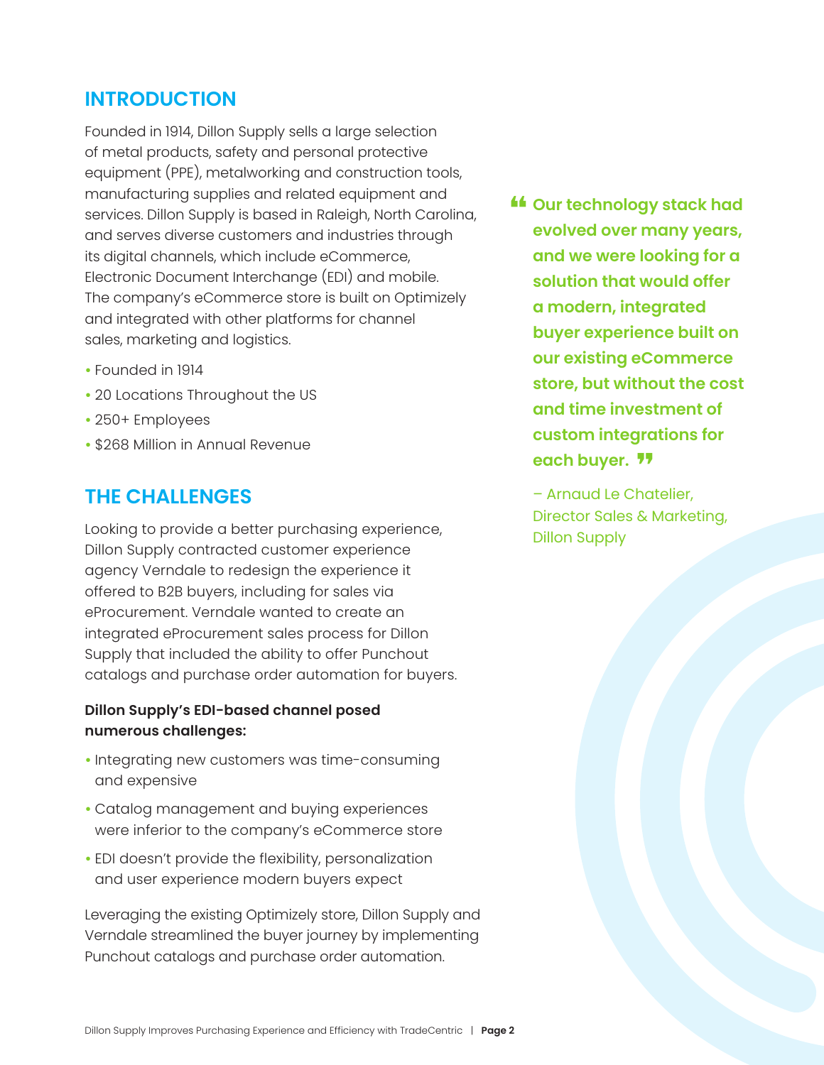## INTRODUCTION

Founded in 1914, Dillon Supply sells a large selection of metal products, safety and personal protective equipment (PPE), metalworking and construction tools, manufacturing supplies and related equipment and services. Dillon Supply is based in Raleigh, North Carolina, and serves diverse customers and industries through its digital channels, which include eCommerce, Electronic Document Interchange (EDI) and mobile. The company's eCommerce store is built on Optimizely and integrated with other platforms for channel sales, marketing and logistics.

- Founded in 1914
- 20 Locations Throughout the US
- 250+ Employees
- $268 Million in Annual Revenue

> **"Our technology stack had evolved over many years, and we were looking for a solution that would offer a modern, integrated buyer experience built on our existing eCommerce store, but without the cost and time investment of custom integrations for each buyer."**
>
> – Arnaud Le Chatelier, Director Sales & Marketing, Dillon Supply

## THE CHALLENGES

Looking to provide a better purchasing experience, Dillon Supply contracted customer experience agency Verndale to redesign the experience it offered to B2B buyers, including for sales via eProcurement. Verndale wanted to create an integrated eProcurement sales process for Dillon Supply that included the ability to offer Punchout catalogs and purchase order automation for buyers.

**Dillon Supply's EDI-based channel posed numerous challenges:**

- Integrating new customers was time-consuming and expensive
- Catalog management and buying experiences were inferior to the company's eCommerce store
- EDI doesn't provide the flexibility, personalization and user experience modern buyers expect

Leveraging the existing Optimizely store, Dillon Supply and Verndale streamlined the buyer journey by implementing Punchout catalogs and purchase order automation.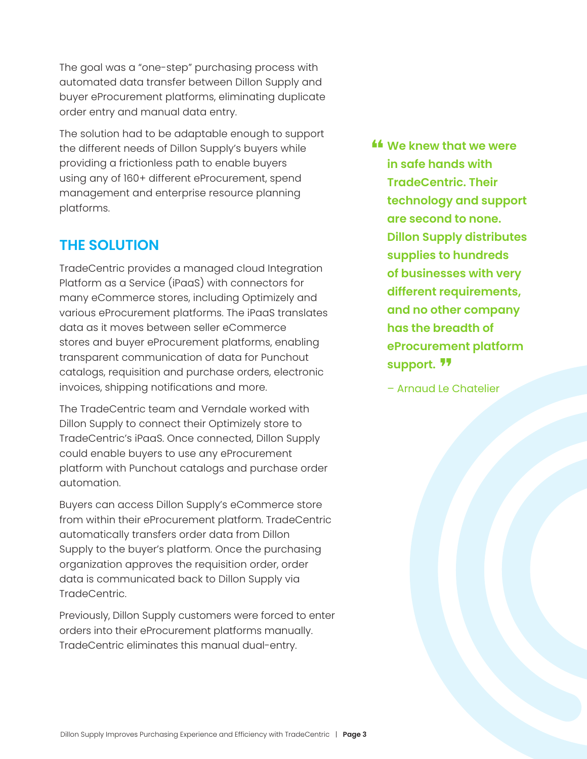The goal was a "one-step" purchasing process with automated data transfer between Dillon Supply and buyer eProcurement platforms, eliminating duplicate order entry and manual data entry.

The solution had to be adaptable enough to support the different needs of Dillon Supply's buyers while providing a frictionless path to enable buyers using any of 160+ different eProcurement, spend management and enterprise resource planning platforms.

## THE SOLUTION

TradeCentric provides a managed cloud Integration Platform as a Service (iPaaS) with connectors for many eCommerce stores, including Optimizely and various eProcurement platforms. The iPaaS translates data as it moves between seller eCommerce stores and buyer eProcurement platforms, enabling transparent communication of data for Punchout catalogs, requisition and purchase orders, electronic invoices, shipping notifications and more.

The TradeCentric team and Verndale worked with Dillon Supply to connect their Optimizely store to TradeCentric's iPaaS. Once connected, Dillon Supply could enable buyers to use any eProcurement platform with Punchout catalogs and purchase order automation.

Buyers can access Dillon Supply's eCommerce store from within their eProcurement platform. TradeCentric automatically transfers order data from Dillon Supply to the buyer's platform. Once the purchasing organization approves the requisition order, order data is communicated back to Dillon Supply via TradeCentric.

Previously, Dillon Supply customers were forced to enter orders into their eProcurement platforms manually. TradeCentric eliminates this manual dual-entry.

> **"We knew that we were in safe hands with TradeCentric. Their technology and support are second to none. Dillon Supply distributes supplies to hundreds of businesses with very different requirements, and no other company has the breadth of eProcurement platform support."**
>
> – Arnaud Le Chatelier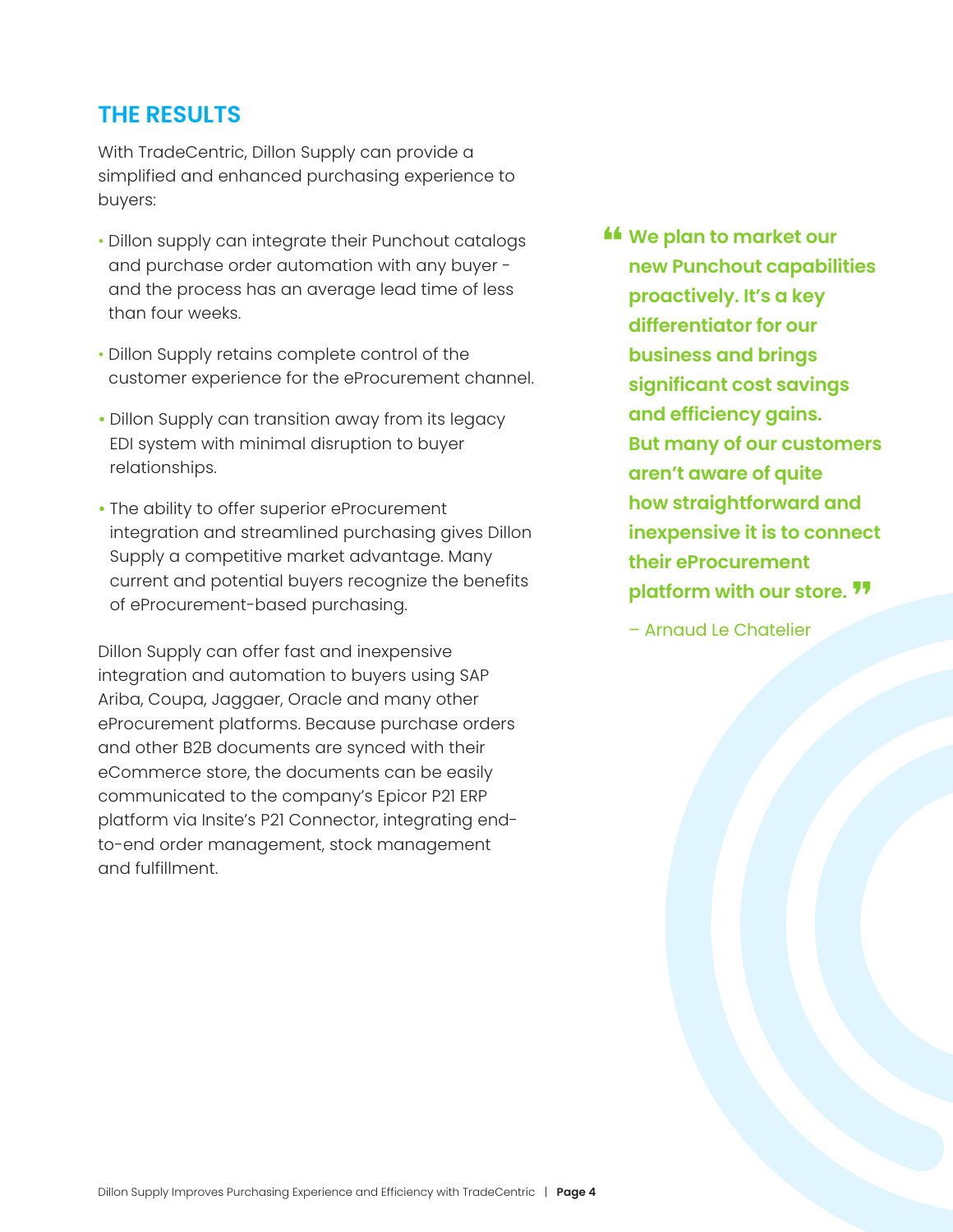## THE RESULTS

With TradeCentric, Dillon Supply can provide a simplified and enhanced purchasing experience to buyers:

- Dillon supply can integrate their Punchout catalogs and purchase order automation with any buyer - and the process has an average lead time of less than four weeks.
- Dillon Supply retains complete control of the customer experience for the eProcurement channel.
- Dillon Supply can transition away from its legacy EDI system with minimal disruption to buyer relationships.
- The ability to offer superior eProcurement integration and streamlined purchasing gives Dillon Supply a competitive market advantage. Many current and potential buyers recognize the benefits of eProcurement-based purchasing.

Dillon Supply can offer fast and inexpensive integration and automation to buyers using SAP Ariba, Coupa, Jaggaer, Oracle and many other eProcurement platforms. Because purchase orders and other B2B documents are synced with their eCommerce store, the documents can be easily communicated to the company's Epicor P21 ERP platform via Insite's P21 Connector, integrating end-to-end order management, stock management and fulfillment.

> **"We plan to market our new Punchout capabilities proactively. It's a key differentiator for our business and brings significant cost savings and efficiency gains. But many of our customers aren't aware of quite how straightforward and inexpensive it is to connect their eProcurement platform with our store."**
>
> – Arnaud Le Chatelier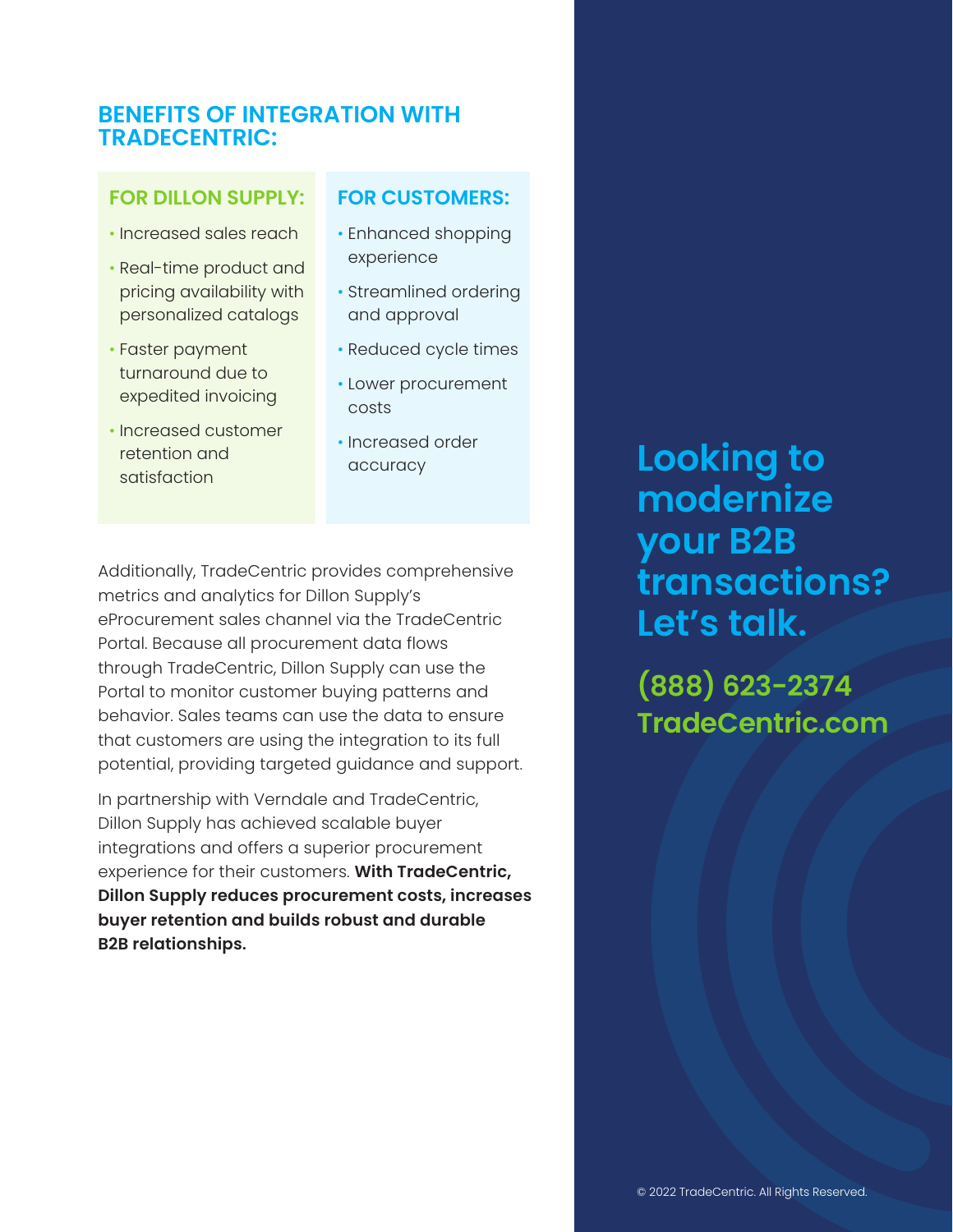## BENEFITS OF INTEGRATION WITH TRADECENTRIC:

### FOR DILLON SUPPLY:

- Increased sales reach
- Real-time product and pricing availability with personalized catalogs
- Faster payment turnaround due to expedited invoicing
- Increased customer retention and satisfaction

### FOR CUSTOMERS:

- Enhanced shopping experience
- Streamlined ordering and approval
- Reduced cycle times
- Lower procurement costs
- Increased order accuracy

Additionally, TradeCentric provides comprehensive metrics and analytics for Dillon Supply's eProcurement sales channel via the TradeCentric Portal. Because all procurement data flows through TradeCentric, Dillon Supply can use the Portal to monitor customer buying patterns and behavior. Sales teams can use the data to ensure that customers are using the integration to its full potential, providing targeted guidance and support.

In partnership with Verndale and TradeCentric, Dillon Supply has achieved scalable buyer integrations and offers a superior procurement experience for their customers. **With TradeCentric, Dillon Supply reduces procurement costs, increases buyer retention and builds robust and durable B2B relationships.**

## Looking to modernize your B2B transactions? Let's talk.

**(888) 623-2374**
**TradeCentric.com**

© 2022 TradeCentric. All Rights Reserved.